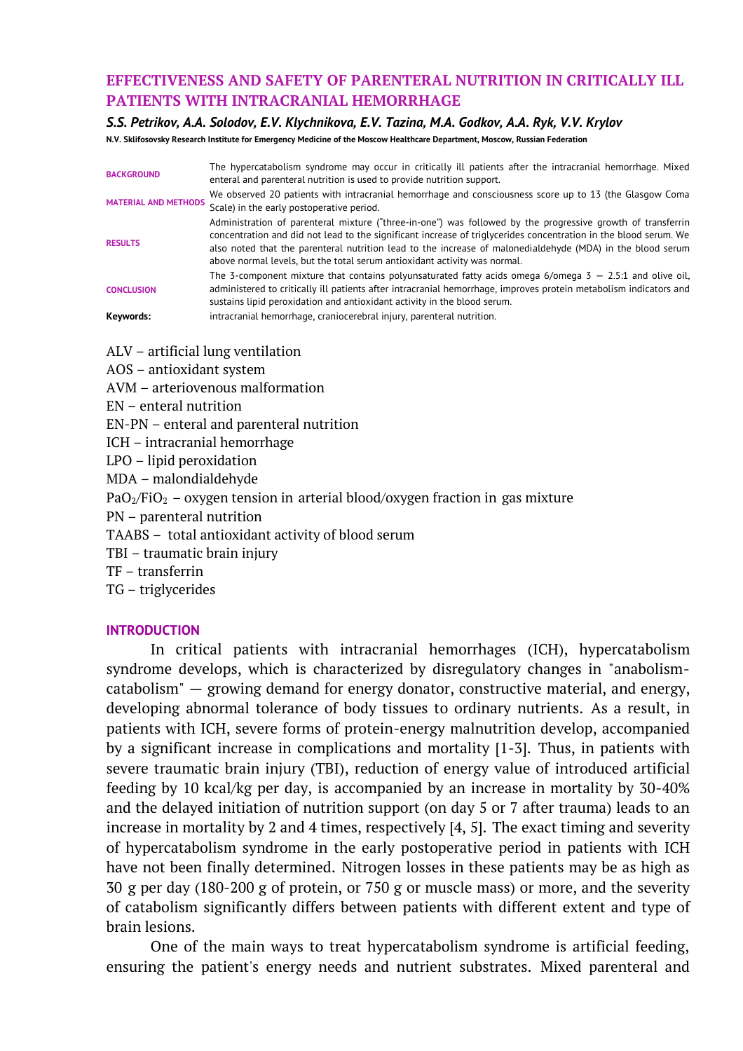# EFFECTIVENESS AND SAFETY OF PARENTERAL NUTRITION IN CRITICALLY ILL PATIENTS WITH INTRACRANIAL HEMORRHAGE

***S.S. Petrikov, A.A. Solodov, E.V. Klychnikova, E.V. Tazina, M.A. Godkov, A.A. Ryk, V.V. Krylov***

**N.V. Sklifosovsky Research Institute for Emergency Medicine of the Moscow Healthcare Department, Moscow, Russian Federation**

| | |
|---|---|
| **BACKGROUND** | The hypercatabolism syndrome may occur in critically ill patients after the intracranial hemorrhage. Mixed enteral and parenteral nutrition is used to provide nutrition support. |
| **MATERIAL AND METHODS** | We observed 20 patients with intracranial hemorrhage and consciousness score up to 13 (the Glasgow Coma Scale) in the early postoperative period. |
| **RESULTS** | Administration of parenteral mixture ("three-in-one") was followed by the progressive growth of transferrin concentration and did not lead to the significant increase of triglycerides concentration in the blood serum. We also noted that the parenteral nutrition lead to the increase of malonedialdehyde (MDA) in the blood serum above normal levels, but the total serum antioxidant activity was normal. |
| **CONCLUSION** | The 3-component mixture that contains polyunsaturated fatty acids omega 6/omega 3 — 2.5:1 and olive oil, administered to critically ill patients after intracranial hemorrhage, improves protein metabolism indicators and sustains lipid peroxidation and antioxidant activity in the blood serum. |
| **Keywords:** | intracranial hemorrhage, craniocerebral injury, parenteral nutrition. |

ALV – artificial lung ventilation
AOS – antioxidant system
AVM – arteriovenous malformation
EN – enteral nutrition
EN-PN – enteral and parenteral nutrition
ICH – intracranial hemorrhage
LPO – lipid peroxidation
MDA – malondialdehyde
$PaO_2/FiO_2$ – oxygen tension in arterial blood/oxygen fraction in gas mixture
PN – parenteral nutrition
TAABS – total antioxidant activity of blood serum
TBI – traumatic brain injury
TF – transferrin
TG – triglycerides

## INTRODUCTION

In critical patients with intracranial hemorrhages (ICH), hypercatabolism syndrome develops, which is characterized by disregulatory changes in "anabolism-catabolism" — growing demand for energy donator, constructive material, and energy, developing abnormal tolerance of body tissues to ordinary nutrients. As a result, in patients with ICH, severe forms of protein-energy malnutrition develop, accompanied by a significant increase in complications and mortality [1-3]. Thus, in patients with severe traumatic brain injury (TBI), reduction of energy value of introduced artificial feeding by 10 kcal/kg per day, is accompanied by an increase in mortality by 30-40% and the delayed initiation of nutrition support (on day 5 or 7 after trauma) leads to an increase in mortality by 2 and 4 times, respectively [4, 5]. The exact timing and severity of hypercatabolism syndrome in the early postoperative period in patients with ICH have not been finally determined. Nitrogen losses in these patients may be as high as 30 g per day (180-200 g of protein, or 750 g or muscle mass) or more, and the severity of catabolism significantly differs between patients with different extent and type of brain lesions.

One of the main ways to treat hypercatabolism syndrome is artificial feeding, ensuring the patient's energy needs and nutrient substrates. Mixed parenteral and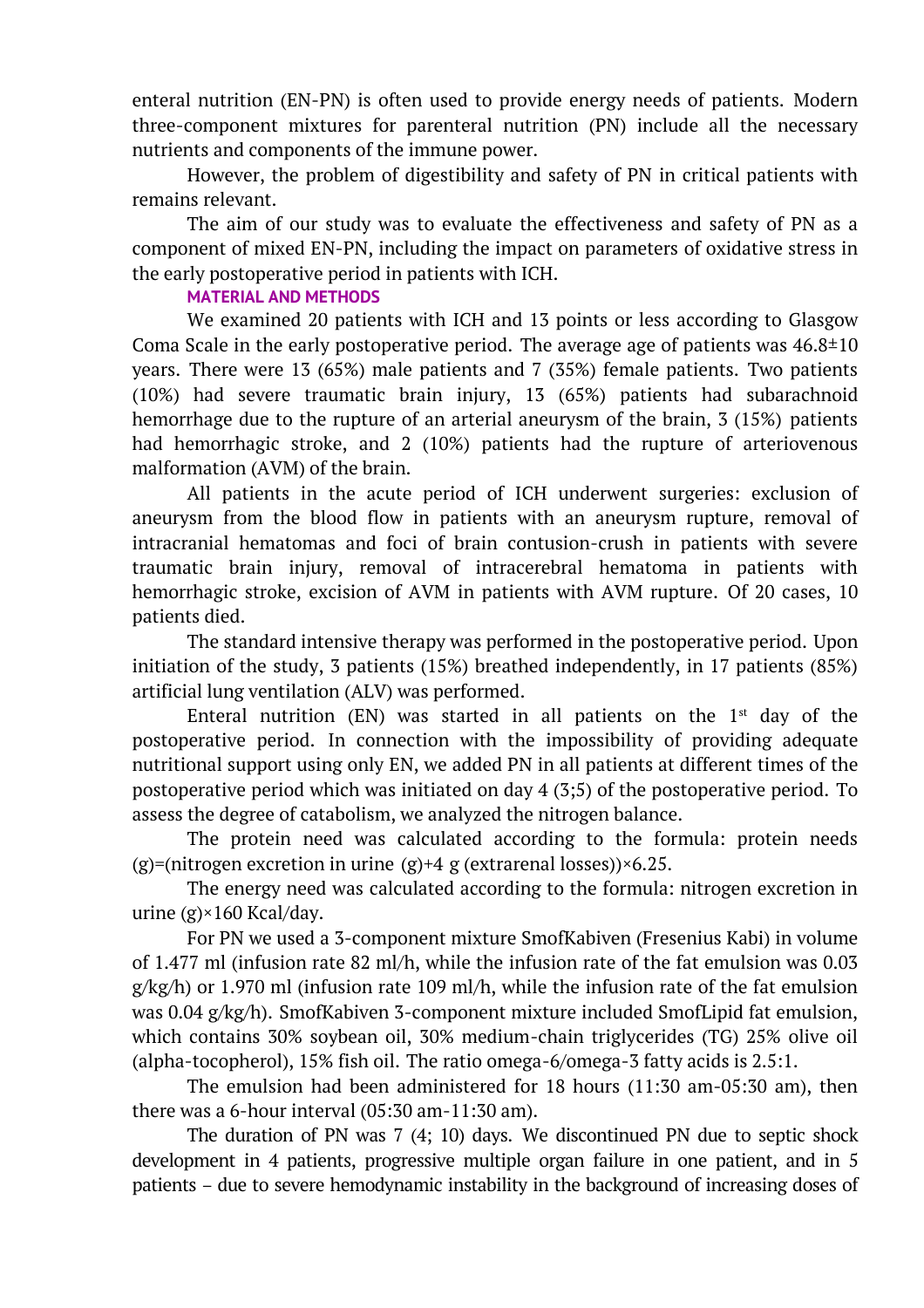enteral nutrition (EN-PN) is often used to provide energy needs of patients. Modern three-component mixtures for parenteral nutrition (PN) include all the necessary nutrients and components of the immune power.

However, the problem of digestibility and safety of PN in critical patients with remains relevant.

The aim of our study was to evaluate the effectiveness and safety of PN as a component of mixed EN-PN, including the impact on parameters of oxidative stress in the early postoperative period in patients with ICH.

## MATERIAL AND METHODS

We examined 20 patients with ICH and 13 points or less according to Glasgow Coma Scale in the early postoperative period. The average age of patients was 46.8±10 years. There were 13 (65%) male patients and 7 (35%) female patients. Two patients (10%) had severe traumatic brain injury, 13 (65%) patients had subarachnoid hemorrhage due to the rupture of an arterial aneurysm of the brain, 3 (15%) patients had hemorrhagic stroke, and 2 (10%) patients had the rupture of arteriovenous malformation (AVM) of the brain.

All patients in the acute period of ICH underwent surgeries: exclusion of aneurysm from the blood flow in patients with an aneurysm rupture, removal of intracranial hematomas and foci of brain contusion-crush in patients with severe traumatic brain injury, removal of intracerebral hematoma in patients with hemorrhagic stroke, excision of AVM in patients with AVM rupture. Of 20 cases, 10 patients died.

The standard intensive therapy was performed in the postoperative period. Upon initiation of the study, 3 patients (15%) breathed independently, in 17 patients (85%) artificial lung ventilation (ALV) was performed.

Enteral nutrition (EN) was started in all patients on the 1st day of the postoperative period. In connection with the impossibility of providing adequate nutritional support using only EN, we added PN in all patients at different times of the postoperative period which was initiated on day 4 (3;5) of the postoperative period. To assess the degree of catabolism, we analyzed the nitrogen balance.

The protein need was calculated according to the formula: protein needs (g)=(nitrogen excretion in urine (g)+4 g (extrarenal losses))×6.25.

The energy need was calculated according to the formula: nitrogen excretion in urine (g)×160 Kcal/day.

For PN we used a 3-component mixture SmofKabiven (Fresenius Kabi) in volume of 1.477 ml (infusion rate 82 ml/h, while the infusion rate of the fat emulsion was 0.03 g/kg/h) or 1.970 ml (infusion rate 109 ml/h, while the infusion rate of the fat emulsion was 0.04 g/kg/h). SmofKabiven 3-component mixture included SmofLipid fat emulsion, which contains 30% soybean oil, 30% medium-chain triglycerides (TG) 25% olive oil (alpha-tocopherol), 15% fish oil. The ratio omega-6/omega-3 fatty acids is 2.5:1.

The emulsion had been administered for 18 hours (11:30 am-05:30 am), then there was a 6-hour interval (05:30 am-11:30 am).

The duration of PN was 7 (4; 10) days. We discontinued PN due to septic shock development in 4 patients, progressive multiple organ failure in one patient, and in 5 patients – due to severe hemodynamic instability in the background of increasing doses of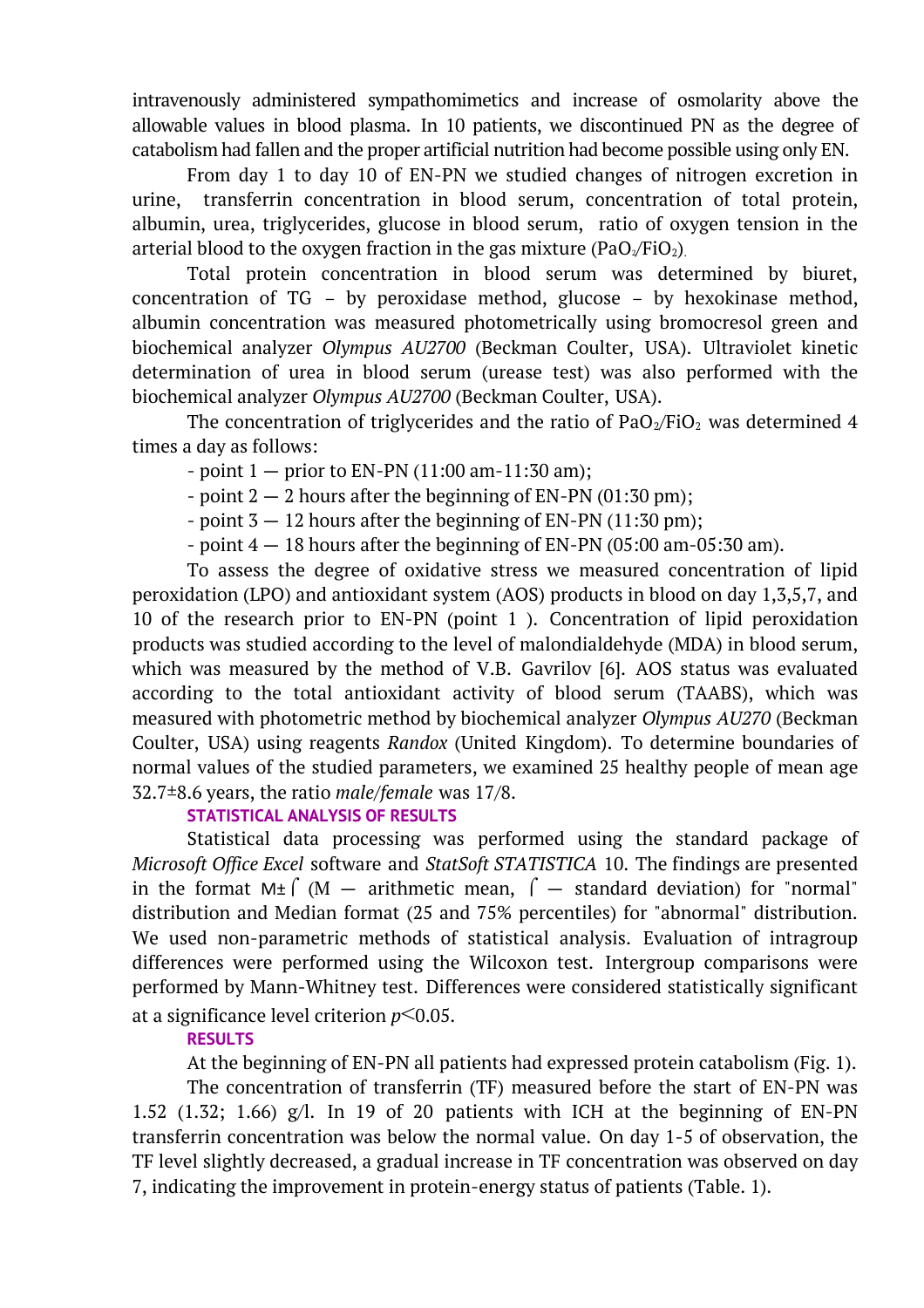intravenously administered sympathomimetics and increase of osmolarity above the allowable values in blood plasma. In 10 patients, we discontinued PN as the degree of catabolism had fallen and the proper artificial nutrition had become possible using only EN.

From day 1 to day 10 of EN-PN we studied changes of nitrogen excretion in urine, transferrin concentration in blood serum, concentration of total protein, albumin, urea, triglycerides, glucose in blood serum, ratio of oxygen tension in the arterial blood to the oxygen fraction in the gas mixture ($PaO_2/FiO_2$).

Total protein concentration in blood serum was determined by biuret, concentration of TG – by peroxidase method, glucose – by hexokinase method, albumin concentration was measured photometrically using bromocresol green and biochemical analyzer *Olympus AU2700* (Beckman Coulter, USA). Ultraviolet kinetic determination of urea in blood serum (urease test) was also performed with the biochemical analyzer *Olympus AU2700* (Beckman Coulter, USA).

The concentration of triglycerides and the ratio of $PaO_2/FiO_2$ was determined 4 times a day as follows:

- point 1 — prior to EN-PN (11:00 am-11:30 am);
- point 2 — 2 hours after the beginning of EN-PN (01:30 pm);
- point 3 — 12 hours after the beginning of EN-PN (11:30 pm);
- point 4 — 18 hours after the beginning of EN-PN (05:00 am-05:30 am).

To assess the degree of oxidative stress we measured concentration of lipid peroxidation (LPO) and antioxidant system (AOS) products in blood on day 1,3,5,7, and 10 of the research prior to EN-PN (point 1 ). Concentration of lipid peroxidation products was studied according to the level of malondialdehyde (MDA) in blood serum, which was measured by the method of V.B. Gavrilov [6]. AOS status was evaluated according to the total antioxidant activity of blood serum (TAABS), which was measured with photometric method by biochemical analyzer *Olympus AU270* (Beckman Coulter, USA) using reagents *Randox* (United Kingdom). To determine boundaries of normal values of the studied parameters, we examined 25 healthy people of mean age 32.7±8.6 years, the ratio *male/female* was 17/8.

## STATISTICAL ANALYSIS OF RESULTS

Statistical data processing was performed using the standard package of *Microsoft Office Excel* software and *StatSoft STATISTICA* 10. The findings are presented in the format $M \pm \sigma$ (M — arithmetic mean, $\sigma$ — standard deviation) for "normal" distribution and Median format (25 and 75% percentiles) for "abnormal" distribution. We used non-parametric methods of statistical analysis. Evaluation of intragroup differences were performed using the Wilcoxon test. Intergroup comparisons were performed by Mann-Whitney test. Differences were considered statistically significant at a significance level criterion $p < 0.05$.

## RESULTS

At the beginning of EN-PN all patients had expressed protein catabolism (Fig. 1).

The concentration of transferrin (TF) measured before the start of EN-PN was 1.52 (1.32; 1.66) g/l. In 19 of 20 patients with ICH at the beginning of EN-PN transferrin concentration was below the normal value. On day 1-5 of observation, the TF level slightly decreased, a gradual increase in TF concentration was observed on day 7, indicating the improvement in protein-energy status of patients (Table. 1).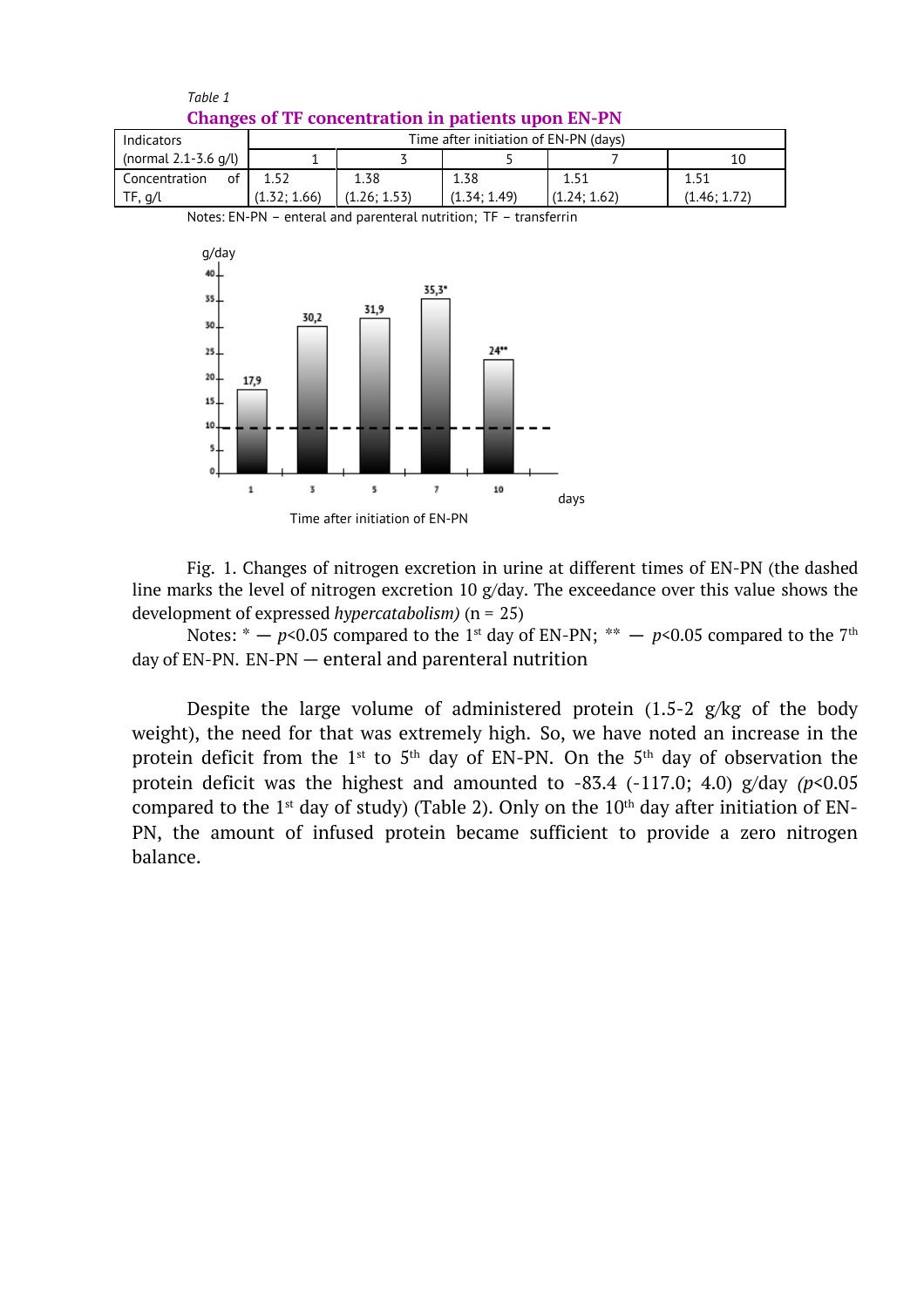*Table 1*

**Changes of TF concentration in patients upon EN-PN**

| Indicators (normal 2.1-3.6 g/l) | Time after initiation of EN-PN (days) | | | | |
|---|---|---|---|---|---|
| | 1 | 3 | 5 | 7 | 10 |
| Concentration of TF, g/l | 1.52 (1.32; 1.66) | 1.38 (1.26; 1.53) | 1.38 (1.34; 1.49) | 1.51 (1.24; 1.62) | 1.51 (1.46; 1.72) |

Notes: EN-PN – enteral and parenteral nutrition; TF – transferrin

Fig. 1. Changes of nitrogen excretion in urine at different times of EN-PN (the dashed line marks the level of nitrogen excretion 10 g/day. The exceedance over this value shows the development of expressed *hypercatabolism)* (n = 25)

Notes: * — $p$<0.05 compared to the 1st day of EN-PN; ** — $p$<0.05 compared to the 7th day of EN-PN. EN-PN — enteral and parenteral nutrition

Despite the large volume of administered protein (1.5-2 g/kg of the body weight), the need for that was extremely high. So, we have noted an increase in the protein deficit from the 1st to 5th day of EN-PN. On the 5th day of observation the protein deficit was the highest and amounted to -83.4 (-117.0; 4.0) g/day *(p*<0.05 compared to the 1st day of study) (Table 2). Only on the 10th day after initiation of EN-PN, the amount of infused protein became sufficient to provide a zero nitrogen balance.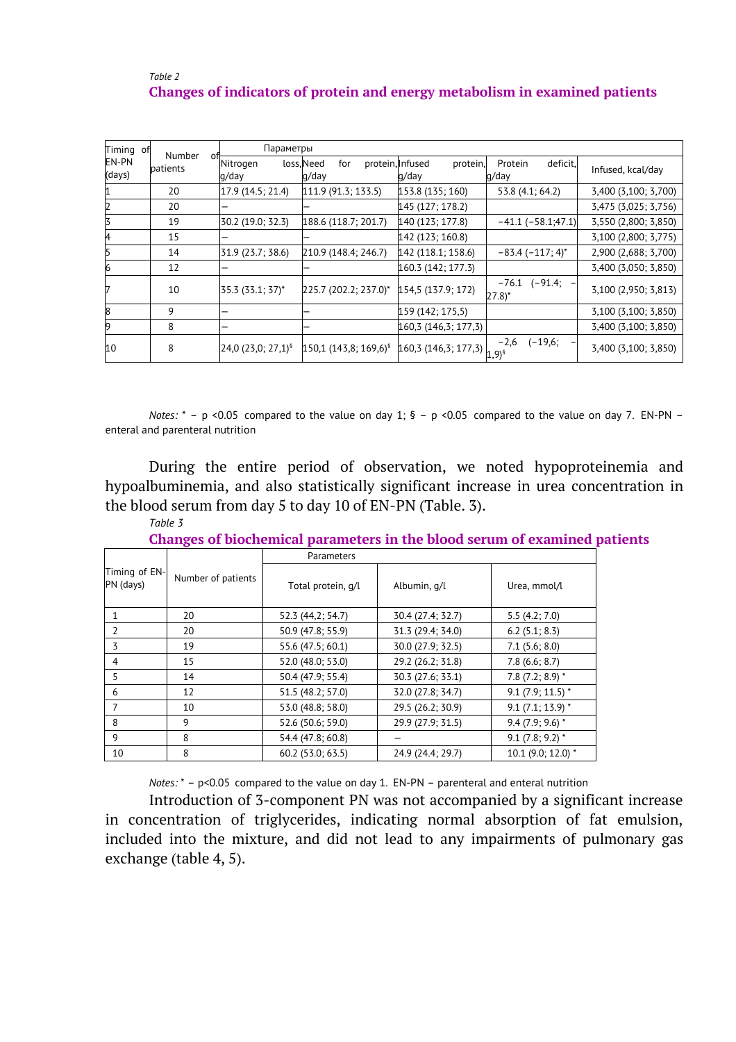*Table 2*

**Changes of indicators of protein and energy metabolism in examined patients**

| Timing of EN-PN (days) | Number of patients | Параметры | | | | |
|---|---|---|---|---|---|---|
| | | Nitrogen loss, g/day | Need for protein, g/day | Infused protein, g/day | Protein deficit, g/day | Infused, kcal/day |
| 1 | 20 | 17.9 (14.5; 21.4) | 111.9 (91.3; 133.5) | 153.8 (135; 160) | 53.8 (4.1; 64.2) | 3,400 (3,100; 3,700) |
| 2 | 20 | – | – | 145 (127; 178.2) | | 3,475 (3,025; 3,756) |
| 3 | 19 | 30.2 (19.0; 32.3) | 188.6 (118.7; 201.7) | 140 (123; 177.8) | −41.1 (−58.1;47.1) | 3,550 (2,800; 3,850) |
| 4 | 15 | – | – | 142 (123; 160.8) | | 3,100 (2,800; 3,775) |
| 5 | 14 | 31.9 (23.7; 38.6) | 210.9 (148.4; 246.7) | 142 (118.1; 158.6) | −83.4 (−117; 4)* | 2,900 (2,688; 3,700) |
| 6 | 12 | – | – | 160.3 (142; 177.3) | | 3,400 (3,050; 3,850) |
| 7 | 10 | 35.3 (33.1; 37)* | 225.7 (202.2; 237.0)* | 154,5 (137.9; 172) | −76.1 (−91.4; −27.8)* | 3,100 (2,950; 3,813) |
| 8 | 9 | – | – | 159 (142; 175,5) | | 3,100 (3,100; 3,850) |
| 9 | 8 | – | – | 160,3 (146,3; 177,3) | | 3,400 (3,100; 3,850) |
| 10 | 8 | 24,0 (23,0; 27,1)§ | 150,1 (143,8; 169,6)§ | 160,3 (146,3; 177,3) | −2,6 (−19,6; −1,9)§ | 3,400 (3,100; 3,850) |

*Notes:* * – p <0.05 compared to the value on day 1; § – p <0.05 compared to the value on day 7. EN-PN – enteral and parenteral nutrition

During the entire period of observation, we noted hypoproteinemia and hypoalbuminemia, and also statistically significant increase in urea concentration in the blood serum from day 5 to day 10 of EN-PN (Table. 3).

*Table 3*

**Changes of biochemical parameters in the blood serum of examined patients**

| Timing of EN-PN (days) | Number of patients | Parameters | | |
|---|---|---|---|---|
| | | Total protein, g/l | Albumin, g/l | Urea, mmol/l |
| 1 | 20 | 52.3 (44,2; 54.7) | 30.4 (27.4; 32.7) | 5.5 (4.2; 7.0) |
| 2 | 20 | 50.9 (47.8; 55.9) | 31.3 (29.4; 34.0) | 6.2 (5.1; 8.3) |
| 3 | 19 | 55.6 (47.5; 60.1) | 30.0 (27.9; 32.5) | 7.1 (5.6; 8.0) |
| 4 | 15 | 52.0 (48.0; 53.0) | 29.2 (26.2; 31.8) | 7.8 (6.6; 8.7) |
| 5 | 14 | 50.4 (47.9; 55.4) | 30.3 (27.6; 33.1) | 7.8 (7.2; 8.9) * |
| 6 | 12 | 51.5 (48.2; 57.0) | 32.0 (27.8; 34.7) | 9.1 (7.9; 11.5) * |
| 7 | 10 | 53.0 (48.8; 58.0) | 29.5 (26.2; 30.9) | 9.1 (7.1; 13.9) * |
| 8 | 9 | 52.6 (50.6; 59.0) | 29.9 (27.9; 31.5) | 9.4 (7.9; 9.6) * |
| 9 | 8 | 54.4 (47.8; 60.8) | – | 9.1 (7.8; 9.2) * |
| 10 | 8 | 60.2 (53.0; 63.5) | 24.9 (24.4; 29.7) | 10.1 (9.0; 12.0) * |

*Notes:* * – p<0.05 compared to the value on day 1. EN-PN – parenteral and enteral nutrition

Introduction of 3-component PN was not accompanied by a significant increase in concentration of triglycerides, indicating normal absorption of fat emulsion, included into the mixture, and did not lead to any impairments of pulmonary gas exchange (table 4, 5).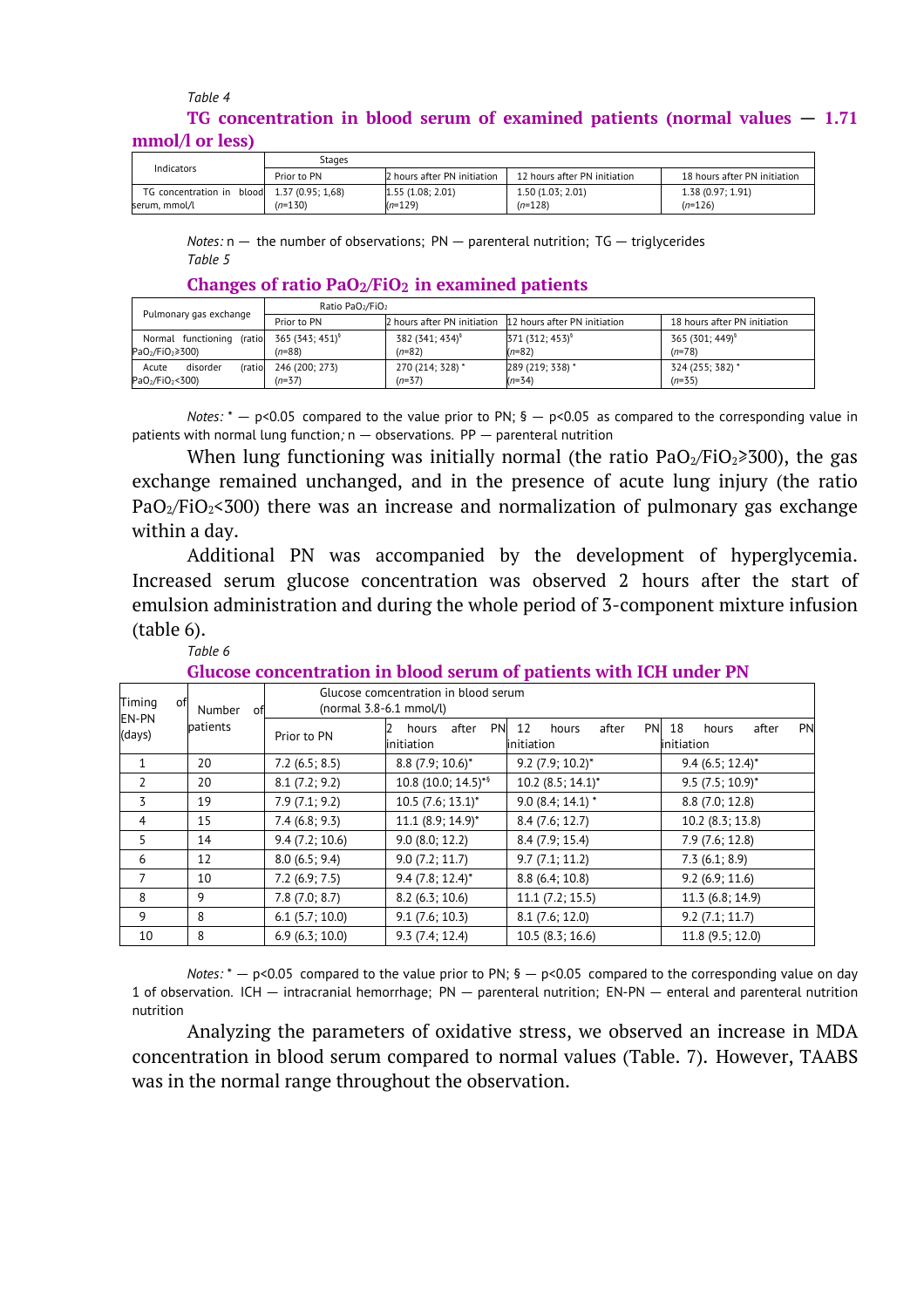*Table 4*

**TG concentration in blood serum of examined patients (normal values — 1.71 mmol/l or less)**

| Indicators | Stages | | | |
|---|---|---|---|---|
| | Prior to PN | 2 hours after PN initiation | 12 hours after PN initiation | 18 hours after PN initiation |
| TG concentration in blood serum, mmol/l | 1.37 (0.95; 1,68) (*n*=130) | 1.55 (1.08; 2.01) (*n*=129) | 1.50 (1.03; 2.01) (*n*=128) | 1.38 (0.97; 1.91) (*n*=126) |

*Notes:* n — the number of observations; PN — parenteral nutrition; TG — triglycerides

*Table 5*

**Changes of ratio $PaO_2/FiO_2$ in examined patients**

| Pulmonary gas exchange | Ratio $PaO_2/FiO_2$ | | | |
|---|---|---|---|---|
| | Prior to PN | 2 hours after PN initiation | 12 hours after PN initiation | 18 hours after PN initiation |
| Normal functioning (ratio $PaO_2/FiO_2 \geqslant 300$) | 365 (343; 451)$^{§}$ (*n*=88) | 382 (341; 434)$^{§}$ (*n*=82) | 371 (312; 453)$^{§}$ (*n*=82) | 365 (301; 449)$^{§}$ (*n*=78) |
| Acute disorder (ratio $PaO_2/FiO_2 < 300$) | 246 (200; 273) (*n*=37) | 270 (214; 328) * (*n*=37) | 289 (219; 338) * (*n*=34) | 324 (255; 382) * (*n*=35) |

*Notes:* * — $p<0.05$ compared to the value prior to PN; § — $p<0.05$ as compared to the corresponding value in patients with normal lung function; n — observations. PP — parenteral nutrition

When lung functioning was initially normal (the ratio $PaO_2/FiO_2 \geqslant 300$), the gas exchange remained unchanged, and in the presence of acute lung injury (the ratio $PaO_2/FiO_2 < 300$) there was an increase and normalization of pulmonary gas exchange within a day.

Additional PN was accompanied by the development of hyperglycemia. Increased serum glucose concentration was observed 2 hours after the start of emulsion administration and during the whole period of 3-component mixture infusion (table 6).

*Table 6*

**Glucose concentration in blood serum of patients with ICH under PN**

| Timing of EN-PN (days) | Number of patients | Glucose comcentration in blood serum (normal 3.8-6.1 mmol/l) | | | |
|---|---|---|---|---|---|
| | | Prior to PN | 2 hours after PN initiation | 12 hours after PN initiation | 18 hours after PN initiation |
| 1 | 20 | 7.2 (6.5; 8.5) | 8.8 (7.9; 10.6)* | 9.2 (7.9; 10.2)* | 9.4 (6.5; 12.4)* |
| 2 | 20 | 8.1 (7.2; 9.2) | 10.8 (10.0; 14.5)*§ | 10.2 (8.5; 14.1)* | 9.5 (7.5; 10.9)* |
| 3 | 19 | 7.9 (7.1; 9.2) | 10.5 (7.6; 13.1)* | 9.0 (8.4; 14.1) * | 8.8 (7.0; 12.8) |
| 4 | 15 | 7.4 (6.8; 9.3) | 11.1 (8.9; 14.9)* | 8.4 (7.6; 12.7) | 10.2 (8.3; 13.8) |
| 5 | 14 | 9.4 (7.2; 10.6) | 9.0 (8.0; 12.2) | 8.4 (7.9; 15.4) | 7.9 (7.6; 12.8) |
| 6 | 12 | 8.0 (6.5; 9.4) | 9.0 (7.2; 11.7) | 9.7 (7.1; 11.2) | 7.3 (6.1; 8.9) |
| 7 | 10 | 7.2 (6.9; 7.5) | 9.4 (7.8; 12.4)* | 8.8 (6.4; 10.8) | 9.2 (6.9; 11.6) |
| 8 | 9 | 7.8 (7.0; 8.7) | 8.2 (6.3; 10.6) | 11.1 (7.2; 15.5) | 11.3 (6.8; 14.9) |
| 9 | 8 | 6.1 (5.7; 10.0) | 9.1 (7.6; 10.3) | 8.1 (7.6; 12.0) | 9.2 (7.1; 11.7) |
| 10 | 8 | 6.9 (6.3; 10.0) | 9.3 (7.4; 12.4) | 10.5 (8.3; 16.6) | 11.8 (9.5; 12.0) |

*Notes:* * — $p<0.05$ compared to the value prior to PN; § — $p<0.05$ compared to the corresponding value on day 1 of observation. ICH — intracranial hemorrhage; PN — parenteral nutrition; EN-PN — enteral and parenteral nutrition nutrition

Analyzing the parameters of oxidative stress, we observed an increase in MDA concentration in blood serum compared to normal values (Table. 7). However, TAABS was in the normal range throughout the observation.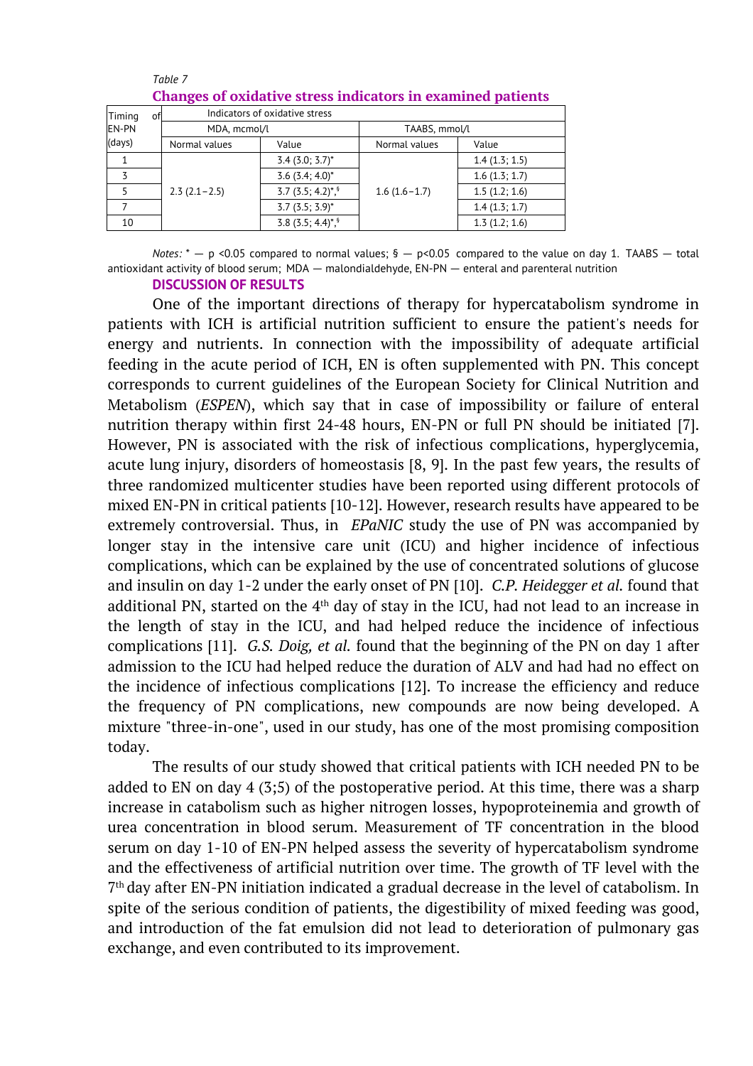*Table 7*

**Changes of oxidative stress indicators in examined patients**

| Timing of EN-PN (days) | Indicators of oxidative stress | | | |
|---|---|---|---|---|
| | MDA, mcmol/l | | TAABS, mmol/l | |
| | Normal values | Value | Normal values | Value |
| 1 | 2.3 (2.1 – 2.5) | 3.4 (3.0; 3.7)* | 1.6 (1.6 – 1.7) | 1.4 (1.3; 1.5) |
| 3 | | 3.6 (3.4; 4.0)* | | 1.6 (1.3; 1.7) |
| 5 | | 3.7 (3.5; 4.2)*,§ | | 1.5 (1.2; 1.6) |
| 7 | | 3.7 (3.5; 3.9)* | | 1.4 (1.3; 1.7) |
| 10 | | 3.8 (3.5; 4.4)*,§ | | 1.3 (1.2; 1.6) |

*Notes:* * — $p < 0.05$ compared to normal values; § — $p < 0.05$ compared to the value on day 1. TAABS — total antioxidant activity of blood serum; MDA — malondialdehyde, EN-PN — enteral and parenteral nutrition

## DISCUSSION OF RESULTS

One of the important directions of therapy for hypercatabolism syndrome in patients with ICH is artificial nutrition sufficient to ensure the patient's needs for energy and nutrients. In connection with the impossibility of adequate artificial feeding in the acute period of ICH, EN is often supplemented with PN. This concept corresponds to current guidelines of the European Society for Clinical Nutrition and Metabolism (*ESPEN*), which say that in case of impossibility or failure of enteral nutrition therapy within first 24-48 hours, EN-PN or full PN should be initiated [7]. However, PN is associated with the risk of infectious complications, hyperglycemia, acute lung injury, disorders of homeostasis [8, 9]. In the past few years, the results of three randomized multicenter studies have been reported using different protocols of mixed EN-PN in critical patients [10-12]. However, research results have appeared to be extremely controversial. Thus, in *EPaNIC* study the use of PN was accompanied by longer stay in the intensive care unit (ICU) and higher incidence of infectious complications, which can be explained by the use of concentrated solutions of glucose and insulin on day 1-2 under the early onset of PN [10]. *C.P. Heidegger et al.* found that additional PN, started on the 4th day of stay in the ICU, had not lead to an increase in the length of stay in the ICU, and had helped reduce the incidence of infectious complications [11]. *G.S. Doig, et al.* found that the beginning of the PN on day 1 after admission to the ICU had helped reduce the duration of ALV and had had no effect on the incidence of infectious complications [12]. To increase the efficiency and reduce the frequency of PN complications, new compounds are now being developed. A mixture "three-in-one", used in our study, has one of the most promising composition today.

The results of our study showed that critical patients with ICH needed PN to be added to EN on day 4 (3;5) of the postoperative period. At this time, there was a sharp increase in catabolism such as higher nitrogen losses, hypoproteinemia and growth of urea concentration in blood serum. Measurement of TF concentration in the blood serum on day 1-10 of EN-PN helped assess the severity of hypercatabolism syndrome and the effectiveness of artificial nutrition over time. The growth of TF level with the 7th day after EN-PN initiation indicated a gradual decrease in the level of catabolism. In spite of the serious condition of patients, the digestibility of mixed feeding was good, and introduction of the fat emulsion did not lead to deterioration of pulmonary gas exchange, and even contributed to its improvement.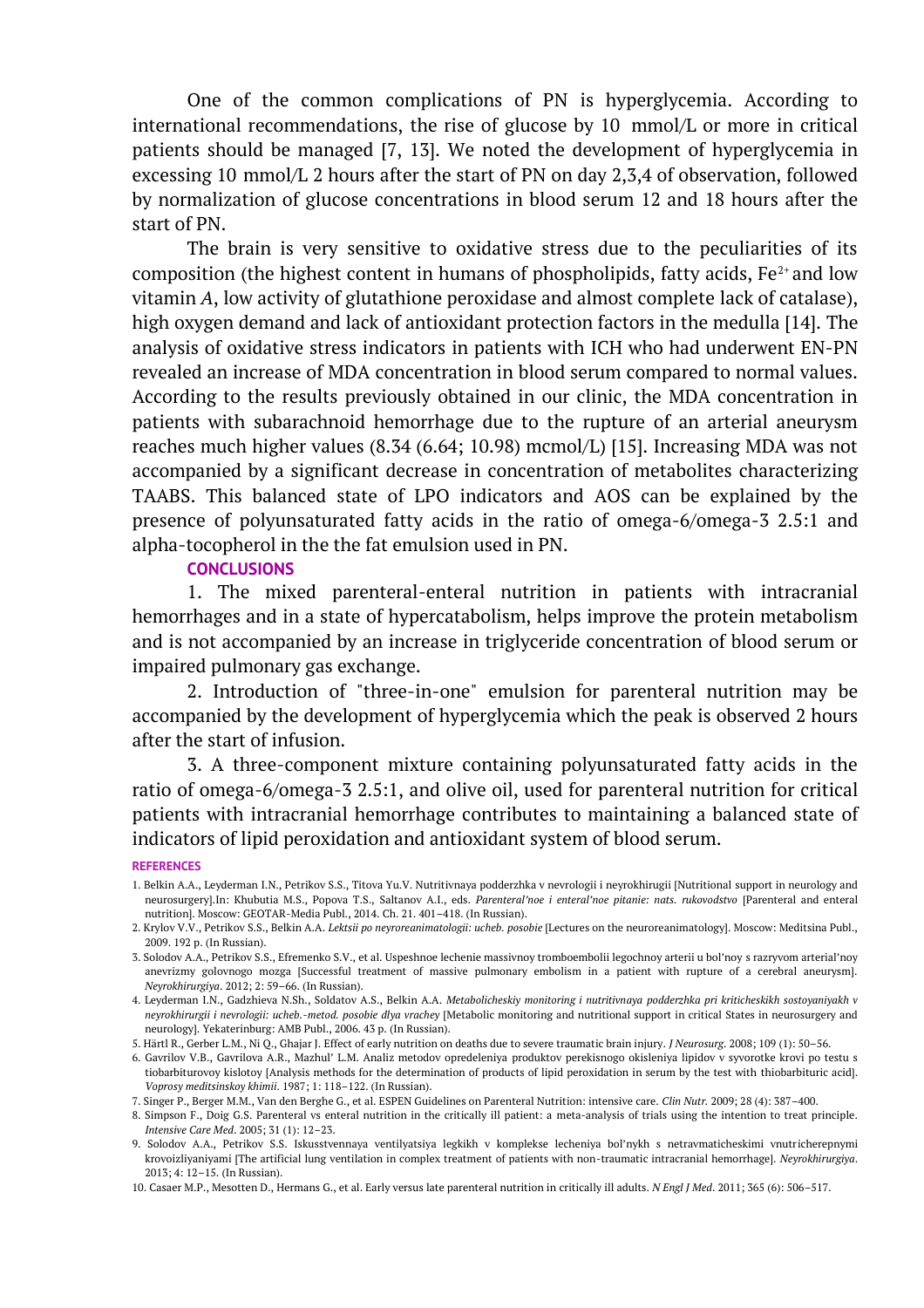One of the common complications of PN is hyperglycemia. According to international recommendations, the rise of glucose by 10 mmol/L or more in critical patients should be managed [7, 13]. We noted the development of hyperglycemia in excessing 10 mmol/L 2 hours after the start of PN on day 2,3,4 of observation, followed by normalization of glucose concentrations in blood serum 12 and 18 hours after the start of PN.

The brain is very sensitive to oxidative stress due to the peculiarities of its composition (the highest content in humans of phospholipids, fatty acids, $Fe^{2+}$ and low vitamin *A*, low activity of glutathione peroxidase and almost complete lack of catalase), high oxygen demand and lack of antioxidant protection factors in the medulla [14]. The analysis of oxidative stress indicators in patients with ICH who had underwent EN-PN revealed an increase of MDA concentration in blood serum compared to normal values. According to the results previously obtained in our clinic, the MDA concentration in patients with subarachnoid hemorrhage due to the rupture of an arterial aneurysm reaches much higher values (8.34 (6.64; 10.98) mcmol/L) [15]. Increasing MDA was not accompanied by a significant decrease in concentration of metabolites characterizing TAABS. This balanced state of LPO indicators and AOS can be explained by the presence of polyunsaturated fatty acids in the ratio of omega-6/omega-3 2.5:1 and alpha-tocopherol in the the fat emulsion used in PN.

## CONCLUSIONS

1. The mixed parenteral-enteral nutrition in patients with intracranial hemorrhages and in a state of hypercatabolism, helps improve the protein metabolism and is not accompanied by an increase in triglyceride concentration of blood serum or impaired pulmonary gas exchange.

2. Introduction of "three-in-one" emulsion for parenteral nutrition may be accompanied by the development of hyperglycemia which the peak is observed 2 hours after the start of infusion.

3. A three-component mixture containing polyunsaturated fatty acids in the ratio of omega-6/omega-3 2.5:1, and olive oil, used for parenteral nutrition for critical patients with intracranial hemorrhage contributes to maintaining a balanced state of indicators of lipid peroxidation and antioxidant system of blood serum.

## REFERENCES

1. Belkin A.A., Leyderman I.N., Petrikov S.S., Titova Yu.V. Nutritivnaya podderzhka v nevrologii i neyrokhirugii [Nutritional support in neurology and neurosurgery].In: Khubutia M.S., Popova T.S., Saltanov A.I., eds. *Parenteral'noe i enteral'noe pitanie: nats. rukovodstvo* [Parenteral and enteral nutrition]. Moscow: GEOTAR-Media Publ., 2014. Ch. 21. 401–418. (In Russian).
2. Krylov V.V., Petrikov S.S., Belkin A.A. *Lektsii po neyroreanimatologii: ucheb. posobie* [Lectures on the neuroreanimatology]. Moscow: Meditsina Publ., 2009. 192 p. (In Russian).
3. Solodov A.A., Petrikov S.S., Efremenko S.V., et al. Uspeshnoe lechenie massivnoy tromboembolii legochnoy arterii u bol'noy s razryvom arterial'noy anevrizmy golovnogo mozga [Successful treatment of massive pulmonary embolism in a patient with rupture of a cerebral aneurysm]. *Neyrokhirurgiya*. 2012; 2: 59–66. (In Russian).
4. Leyderman I.N., Gadzhieva N.Sh., Soldatov A.S., Belkin A.A. *Metabolicheskiy monitoring i nutritivnaya podderzhka pri kriticheskikh sostoyaniyakh v neyrokhirurgii i nevrologii: ucheb.-metod. posobie dlya vrachey* [Metabolic monitoring and nutritional support in critical States in neurosurgery and neurology]. Yekaterinburg: AMB Publ., 2006. 43 p. (In Russian).
5. Härtl R., Gerber L.M., Ni Q., Ghajar J. Effect of early nutrition on deaths due to severe traumatic brain injury. *J Neurosurg*. 2008; 109 (1): 50–56.
6. Gavrilov V.B., Gavrilova A.R., Mazhul' L.M. Analiz metodov opredeleniya produktov perekisnogo okisleniya lipidov v syvorotke krovi po testu s tiobarbiturovoy kislotoy [Analysis methods for the determination of products of lipid peroxidation in serum by the test with thiobarbituric acid]. *Voprosy meditsinskoy khimii*. 1987; 1: 118–122. (In Russian).
7. Singer P., Berger M.M., Van den Berghe G., et al. ESPEN Guidelines on Parenteral Nutrition: intensive care. *Clin Nutr*. 2009; 28 (4): 387–400.
8. Simpson F., Doig G.S. Parenteral vs enteral nutrition in the critically ill patient: a meta-analysis of trials using the intention to treat principle. *Intensive Care Med*. 2005; 31 (1): 12–23.
9. Solodov A.A., Petrikov S.S. Iskusstvennaya ventilyatsiya legkikh v komplekse lecheniya bol'nykh s netravmaticheskimi vnutricherepnymi krovoizliyaniyami [The artificial lung ventilation in complex treatment of patients with non-traumatic intracranial hemorrhage]. *Neyrokhirurgiya*. 2013; 4: 12–15. (In Russian).
10. Casaer M.P., Mesotten D., Hermans G., et al. Early versus late parenteral nutrition in critically ill adults. *N Engl J Med*. 2011; 365 (6): 506–517.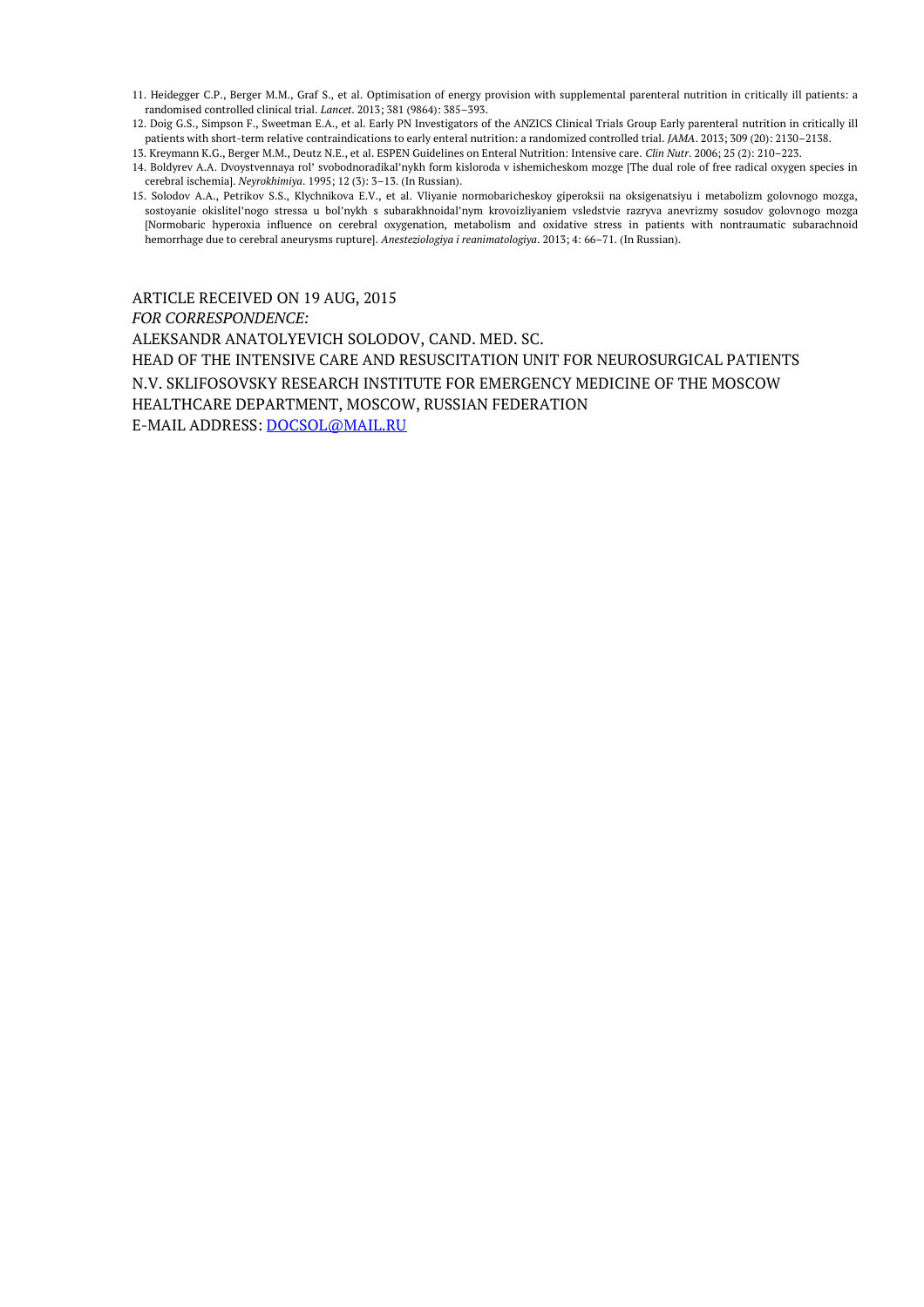11. Heidegger C.P., Berger M.M., Graf S., et al. Optimisation of energy provision with supplemental parenteral nutrition in critically ill patients: a randomised controlled clinical trial. *Lancet*. 2013; 381 (9864): 385–393.
12. Doig G.S., Simpson F., Sweetman E.A., et al. Early PN Investigators of the ANZICS Clinical Trials Group Early parenteral nutrition in critically ill patients with short-term relative contraindications to early enteral nutrition: a randomized controlled trial. *JAMA*. 2013; 309 (20): 2130–2138.
13. Kreymann K.G., Berger M.M., Deutz N.E., et al. ESPEN Guidelines on Enteral Nutrition: Intensive care. *Clin Nutr*. 2006; 25 (2): 210–223.
14. Boldyrev A.A. Dvoystvennaya rol' svobodnoradikal'nykh form kisloroda v ishemicheskom mozge [The dual role of free radical oxygen species in cerebral ischemia]. *Neyrokhimiya*. 1995; 12 (3): 3–13. (In Russian).
15. Solodov A.A., Petrikov S.S., Klychnikova E.V., et al. Vliyanie normobaricheskoy giperoksii na oksigenatsiyu i metabolizm golovnogo mozga, sostoyanie okislitel'nogo stressa u bol'nykh s subarakhnoidal'nym krovoizliyaniem vsledstvie razryva anevrizmy sosudov golovnogo mozga [Normobaric hyperoxia influence on cerebral oxygenation, metabolism and oxidative stress in patients with nontraumatic subarachnoid hemorrhage due to cerebral aneurysms rupture]. *Anesteziologiya i reanimatologiya*. 2013; 4: 66–71. (In Russian).

ARTICLE RECEIVED ON 19 AUG, 2015

*FOR CORRESPONDENCE:*

ALEKSANDR ANATOLYEVICH SOLODOV, CAND. MED. SC.
HEAD OF THE INTENSIVE CARE AND RESUSCITATION UNIT FOR NEUROSURGICAL PATIENTS
N.V. SKLIFOSOVSKY RESEARCH INSTITUTE FOR EMERGENCY MEDICINE OF THE MOSCOW HEALTHCARE DEPARTMENT, MOSCOW, RUSSIAN FEDERATION
E-MAIL ADDRESS: DOCSOL@MAIL.RU